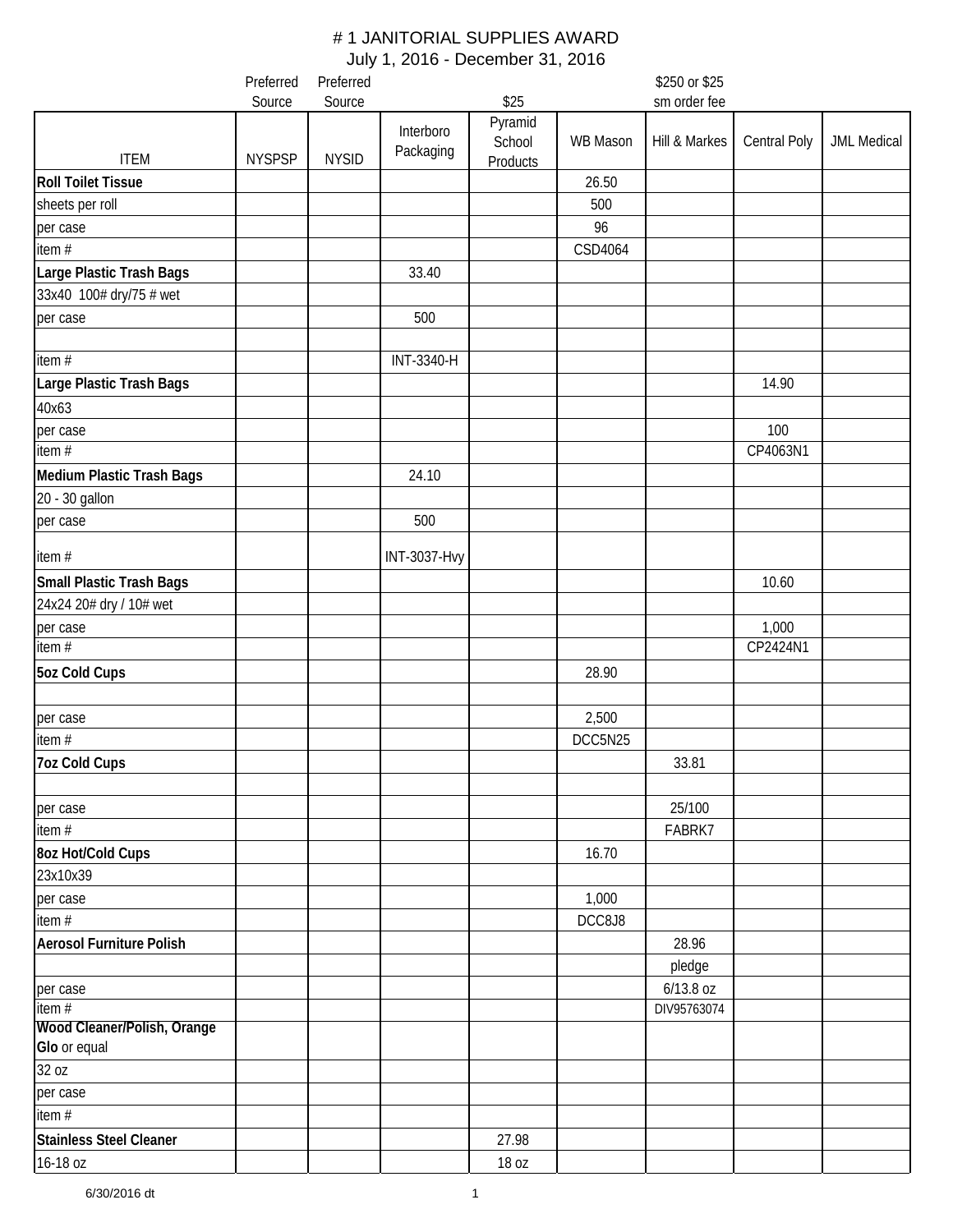# # 1 JANITORIAL SUPPLIES AWARD

July 1, 2016 - December 31, 2016

| ITEM | NYSPSP | NYSID | Interboro Packaging | Pyramid School Products | WB Mason | Hill & Markes | Central Poly | JML Medical |
|---|---|---|---|---|---|---|---|---|
| | Preferred Source | Preferred Source | | $25 | | $250 or $25 sm order fee | | |
| **Roll Toilet Tissue** | | | | | 26.50 | | | |
| sheets per roll | | | | | 500 | | | |
| per case | | | | | 96 | | | |
| item # | | | | | CSD4064 | | | |
| **Large Plastic Trash Bags** | | | 33.40 | | | | | |
| 33x40 100# dry/75 # wet | | | | | | | | |
| per case | | | 500 | | | | | |
| | | | | | | | | |
| item # | | | INT-3340-H | | | | | |
| **Large Plastic Trash Bags** | | | | | | | 14.90 | |
| 40x63 | | | | | | | | |
| per case | | | | | | | 100 | |
| item # | | | | | | | CP4063N1 | |
| **Medium Plastic Trash Bags** | | | 24.10 | | | | | |
| 20 - 30 gallon | | | | | | | | |
| per case | | | 500 | | | | | |
| item # | | | INT-3037-Hvy | | | | | |
| **Small Plastic Trash Bags** | | | | | | | 10.60 | |
| 24x24 20# dry / 10# wet | | | | | | | | |
| per case | | | | | | | 1,000 | |
| item # | | | | | | | CP2424N1 | |
| **5oz Cold Cups** | | | | | 28.90 | | | |
| | | | | | | | | |
| per case | | | | | 2,500 | | | |
| item # | | | | | DCC5N25 | | | |
| **7oz Cold Cups** | | | | | | 33.81 | | |
| | | | | | | | | |
| per case | | | | | | 25/100 | | |
| item # | | | | | | FABRK7 | | |
| **8oz Hot/Cold Cups** | | | | | 16.70 | | | |
| 23x10x39 | | | | | | | | |
| per case | | | | | 1,000 | | | |
| item # | | | | | DCC8J8 | | | |
| **Aerosol Furniture Polish** | | | | | | 28.96 | | |
| | | | | | | pledge | | |
| per case | | | | | | 6/13.8 oz | | |
| item # | | | | | | DIV95763074 | | |
| **Wood Cleaner/Polish, Orange Glo** or equal | | | | | | | | |
| 32 oz | | | | | | | | |
| per case | | | | | | | | |
| item # | | | | | | | | |
| **Stainless Steel Cleaner** | | | | 27.98 | | | | |
| 16-18 oz | | | | 18 oz | | | | |

6/30/2016 dt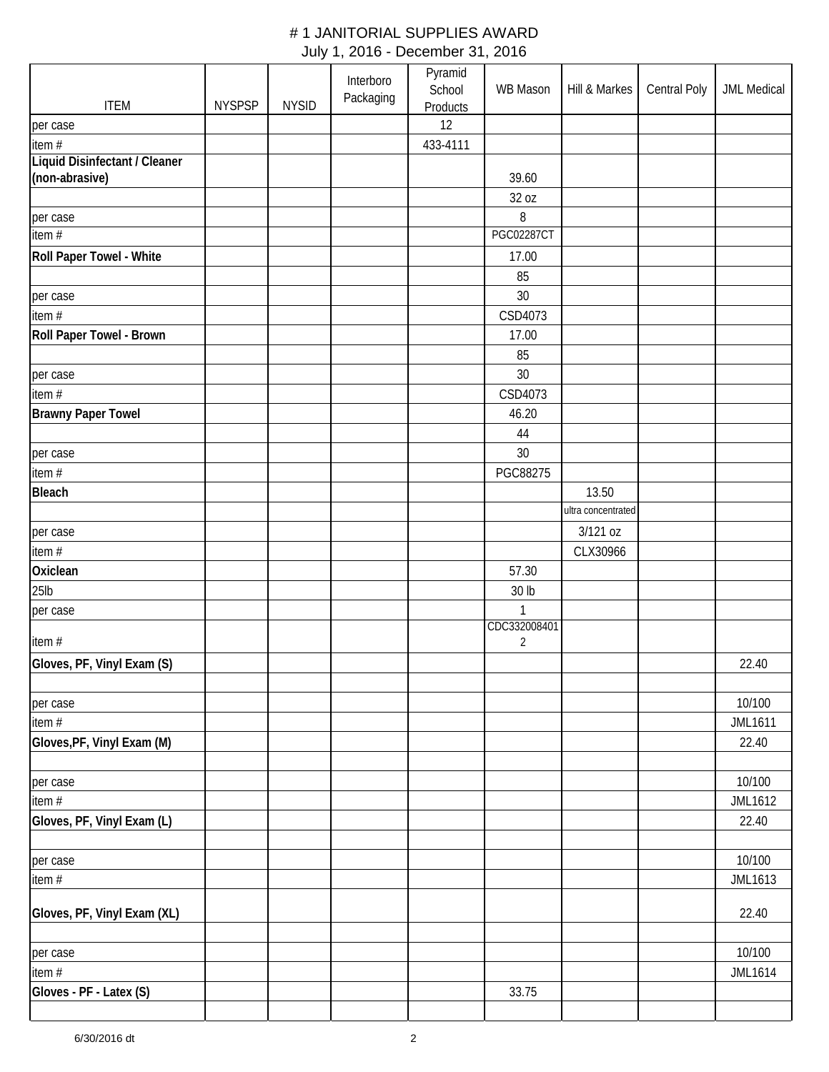# # 1 JANITORIAL SUPPLIES AWARD

July 1, 2016 - December 31, 2016

| ITEM | NYSPSP | NYSID | Interboro Packaging | Pyramid School Products | WB Mason | Hill & Markes | Central Poly | JML Medical |
|---|---|---|---|---|---|---|---|---|
| per case | | | | 12 | | | | |
| item # | | | | 433-4111 | | | | |
| **Liquid Disinfectant / Cleaner (non-abrasive)** | | | | | 39.60 | | | |
| | | | | | 32 oz | | | |
| per case | | | | | 8 | | | |
| item # | | | | | PGC02287CT | | | |
| **Roll Paper Towel - White** | | | | | 17.00 | | | |
| | | | | | 85 | | | |
| per case | | | | | 30 | | | |
| item # | | | | | CSD4073 | | | |
| **Roll Paper Towel - Brown** | | | | | 17.00 | | | |
| | | | | | 85 | | | |
| per case | | | | | 30 | | | |
| item # | | | | | CSD4073 | | | |
| **Brawny Paper Towel** | | | | | 46.20 | | | |
| | | | | | 44 | | | |
| per case | | | | | 30 | | | |
| item # | | | | | PGC88275 | | | |
| **Bleach** | | | | | | 13.50 | | |
| | | | | | | ultra concentrated | | |
| per case | | | | | | 3/121 oz | | |
| item # | | | | | | CLX30966 | | |
| **Oxiclean** | | | | | 57.30 | | | |
| 25lb | | | | | 30 lb | | | |
| per case | | | | | 1 | | | |
| item # | | | | | CDC3320084012 | | | |
| **Gloves, PF, Vinyl Exam (S)** | | | | | | | | 22.40 |
| | | | | | | | | |
| per case | | | | | | | | 10/100 |
| item # | | | | | | | | JML1611 |
| **Gloves,PF, Vinyl Exam (M)** | | | | | | | | 22.40 |
| | | | | | | | | |
| per case | | | | | | | | 10/100 |
| item # | | | | | | | | JML1612 |
| **Gloves, PF, Vinyl Exam (L)** | | | | | | | | 22.40 |
| | | | | | | | | |
| per case | | | | | | | | 10/100 |
| item # | | | | | | | | JML1613 |
| **Gloves, PF, Vinyl Exam (XL)** | | | | | | | | 22.40 |
| | | | | | | | | |
| per case | | | | | | | | 10/100 |
| item # | | | | | | | | JML1614 |
| **Gloves - PF - Latex (S)** | | | | | 33.75 | | | |
| | | | | | | | | |

6/30/2016 dt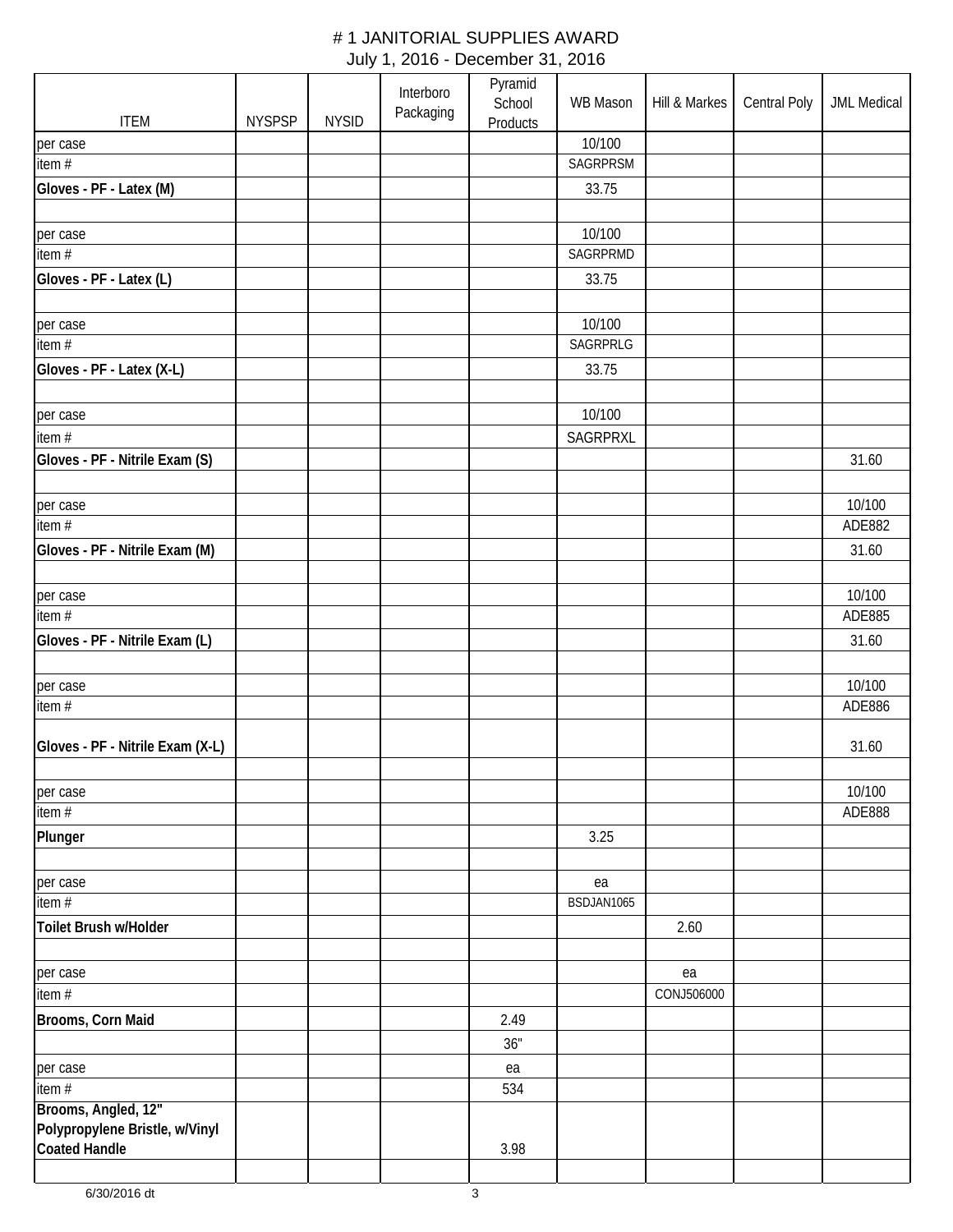# # 1 JANITORIAL SUPPLIES AWARD

July 1, 2016 - December 31, 2016

| ITEM | NYSPSP | NYSID | Interboro Packaging | Pyramid School Products | WB Mason | Hill & Markes | Central Poly | JML Medical |
|---|---|---|---|---|---|---|---|---|
| per case | | | | | 10/100 | | | |
| item # | | | | | SAGRPRSM | | | |
| **Gloves - PF - Latex (M)** | | | | | 33.75 | | | |
| | | | | | | | | |
| per case | | | | | 10/100 | | | |
| item # | | | | | SAGRPRMD | | | |
| **Gloves - PF - Latex (L)** | | | | | 33.75 | | | |
| | | | | | | | | |
| per case | | | | | 10/100 | | | |
| item # | | | | | SAGRPRLG | | | |
| **Gloves - PF - Latex (X-L)** | | | | | 33.75 | | | |
| | | | | | | | | |
| per case | | | | | 10/100 | | | |
| item # | | | | | SAGRPRXL | | | |
| **Gloves - PF - Nitrile Exam (S)** | | | | | | | | 31.60 |
| | | | | | | | | |
| per case | | | | | | | | 10/100 |
| item # | | | | | | | | ADE882 |
| **Gloves - PF - Nitrile Exam (M)** | | | | | | | | 31.60 |
| | | | | | | | | |
| per case | | | | | | | | 10/100 |
| item # | | | | | | | | ADE885 |
| **Gloves - PF - Nitrile Exam (L)** | | | | | | | | 31.60 |
| | | | | | | | | |
| per case | | | | | | | | 10/100 |
| item # | | | | | | | | ADE886 |
| **Gloves - PF - Nitrile Exam (X-L)** | | | | | | | | 31.60 |
| | | | | | | | | |
| per case | | | | | | | | 10/100 |
| item # | | | | | | | | ADE888 |
| **Plunger** | | | | | 3.25 | | | |
| | | | | | | | | |
| per case | | | | | ea | | | |
| item # | | | | | BSDJAN1065 | | | |
| **Toilet Brush w/Holder** | | | | | | 2.60 | | |
| | | | | | | | | |
| per case | | | | | | ea | | |
| item # | | | | | | CONJ506000 | | |
| **Brooms, Corn Maid** | | | | 2.49 | | | | |
| | | | | 36" | | | | |
| per case | | | | ea | | | | |
| item # | | | | 534 | | | | |
| **Brooms, Angled, 12" Polypropylene Bristle, w/Vinyl Coated Handle** | | | | 3.98 | | | | |
| | | | | | | | | |

6/30/2016 dt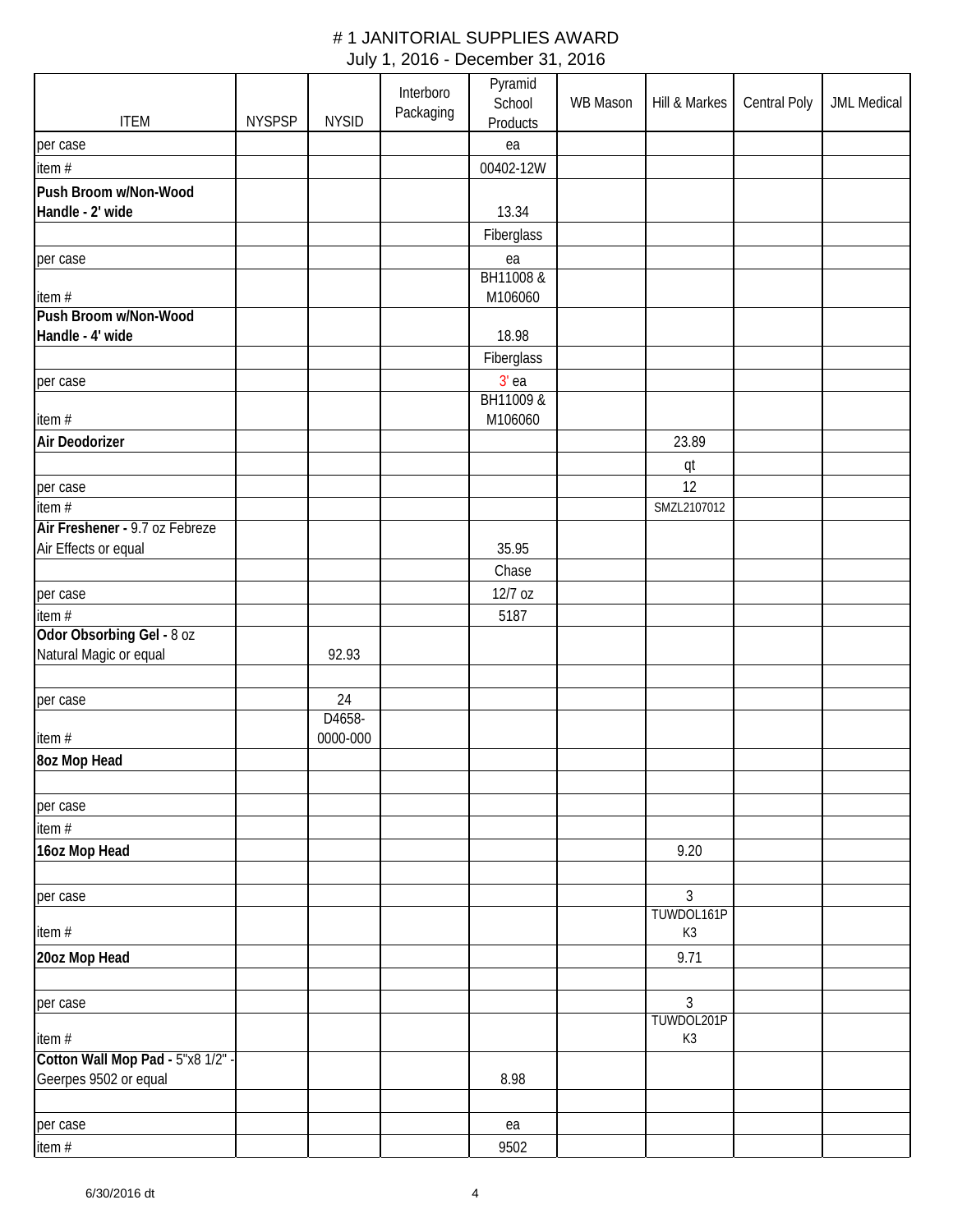# # 1 JANITORIAL SUPPLIES AWARD

July 1, 2016 - December 31, 2016

| ITEM | NYSPSP | NYSID | Interboro Packaging | Pyramid School Products | WB Mason | Hill & Markes | Central Poly | JML Medical |
|---|---|---|---|---|---|---|---|---|
| per case | | | | ea | | | | |
| item # | | | | 00402-12W | | | | |
| **Push Broom w/Non-Wood Handle - 2' wide** | | | | 13.34 | | | | |
| | | | | Fiberglass | | | | |
| per case | | | | ea | | | | |
| item # | | | | BH11008 & M106060 | | | | |
| **Push Broom w/Non-Wood Handle - 4' wide** | | | | 18.98 | | | | |
| | | | | Fiberglass | | | | |
| per case | | | | 3' ea | | | | |
| item # | | | | BH11009 & M106060 | | | | |
| **Air Deodorizer** | | | | | | 23.89 | | |
| | | | | | | qt | | |
| per case | | | | | | 12 | | |
| item # | | | | | | SMZL2107012 | | |
| **Air Freshener -** 9.7 oz Febreze Air Effects or equal | | | | 35.95 | | | | |
| | | | | Chase | | | | |
| per case | | | | 12/7 oz | | | | |
| item # | | | | 5187 | | | | |
| **Odor Obsorbing Gel -** 8 oz Natural Magic or equal | | 92.93 | | | | | | |
| | | | | | | | | |
| per case | | 24 | | | | | | |
| item # | | D4658-0000-000 | | | | | | |
| **8oz Mop Head** | | | | | | | | |
| | | | | | | | | |
| per case | | | | | | | | |
| item # | | | | | | | | |
| **16oz Mop Head** | | | | | | 9.20 | | |
| | | | | | | | | |
| per case | | | | | | 3 | | |
| item # | | | | | | TUWDOL161PK3 | | |
| **20oz Mop Head** | | | | | | 9.71 | | |
| | | | | | | | | |
| per case | | | | | | 3 | | |
| item # | | | | | | TUWDOL201PK3 | | |
| **Cotton Wall Mop Pad -** 5"x8 1/2" - Geerpes 9502 or equal | | | | 8.98 | | | | |
| | | | | | | | | |
| per case | | | | ea | | | | |
| item # | | | | 9502 | | | | |

6/30/2016 dt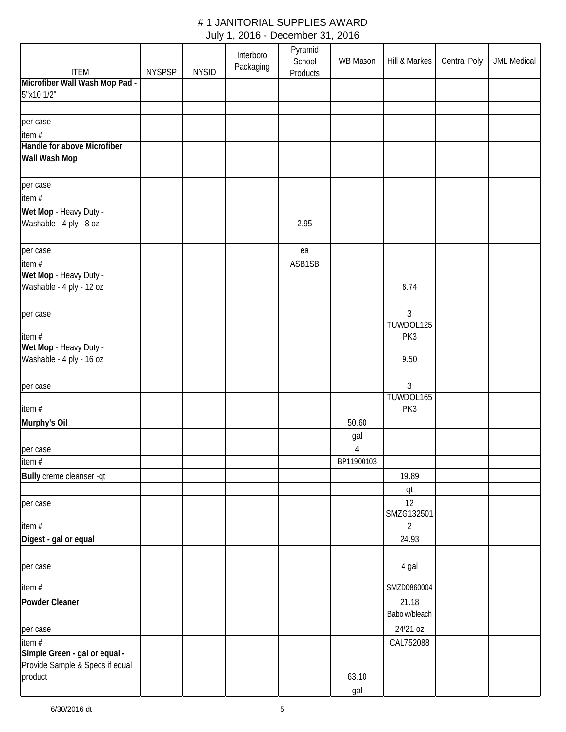# # 1 JANITORIAL SUPPLIES AWARD

July 1, 2016 - December 31, 2016

| ITEM | NYSPSP | NYSID | Interboro Packaging | Pyramid School Products | WB Mason | Hill & Markes | Central Poly | JML Medical |
|---|---|---|---|---|---|---|---|---|
| **Microfiber Wall Wash Mop Pad -** 5"x10 1/2" | | | | | | | | |
| | | | | | | | | |
| per case | | | | | | | | |
| item # | | | | | | | | |
| **Handle for above Microfiber Wall Wash Mop** | | | | | | | | |
| | | | | | | | | |
| per case | | | | | | | | |
| item # | | | | | | | | |
| **Wet Mop** - Heavy Duty - Washable - 4 ply - 8 oz | | | | 2.95 | | | | |
| | | | | | | | | |
| per case | | | | ea | | | | |
| item # | | | | ASB1SB | | | | |
| **Wet Mop** - Heavy Duty - Washable - 4 ply - 12 oz | | | | | | 8.74 | | |
| | | | | | | | | |
| per case | | | | | | 3 | | |
| item # | | | | | | TUWDOL125PK3 | | |
| **Wet Mop** - Heavy Duty - Washable - 4 ply - 16 oz | | | | | | 9.50 | | |
| | | | | | | | | |
| per case | | | | | | 3 | | |
| item # | | | | | | TUWDOL165PK3 | | |
| **Murphy's Oil** | | | | | 50.60 | | | |
| | | | | | gal | | | |
| per case | | | | | 4 | | | |
| item # | | | | | BP11900103 | | | |
| **Bully** creme cleanser -qt | | | | | | 19.89 | | |
| | | | | | | qt | | |
| per case | | | | | | 12 | | |
| item # | | | | | | SMZG1325012 | | |
| **Digest - gal or equal** | | | | | | 24.93 | | |
| | | | | | | | | |
| per case | | | | | | 4 gal | | |
| item # | | | | | | SMZD0860004 | | |
| **Powder Cleaner** | | | | | | 21.18 | | |
| | | | | | | Babo w/bleach | | |
| per case | | | | | | 24/21 oz | | |
| item # | | | | | | CAL752088 | | |
| **Simple Green - gal or equal -** Provide Sample & Specs if equal product | | | | | 63.10 | | | |
| | | | | | gal | | | |

6/30/2016 dt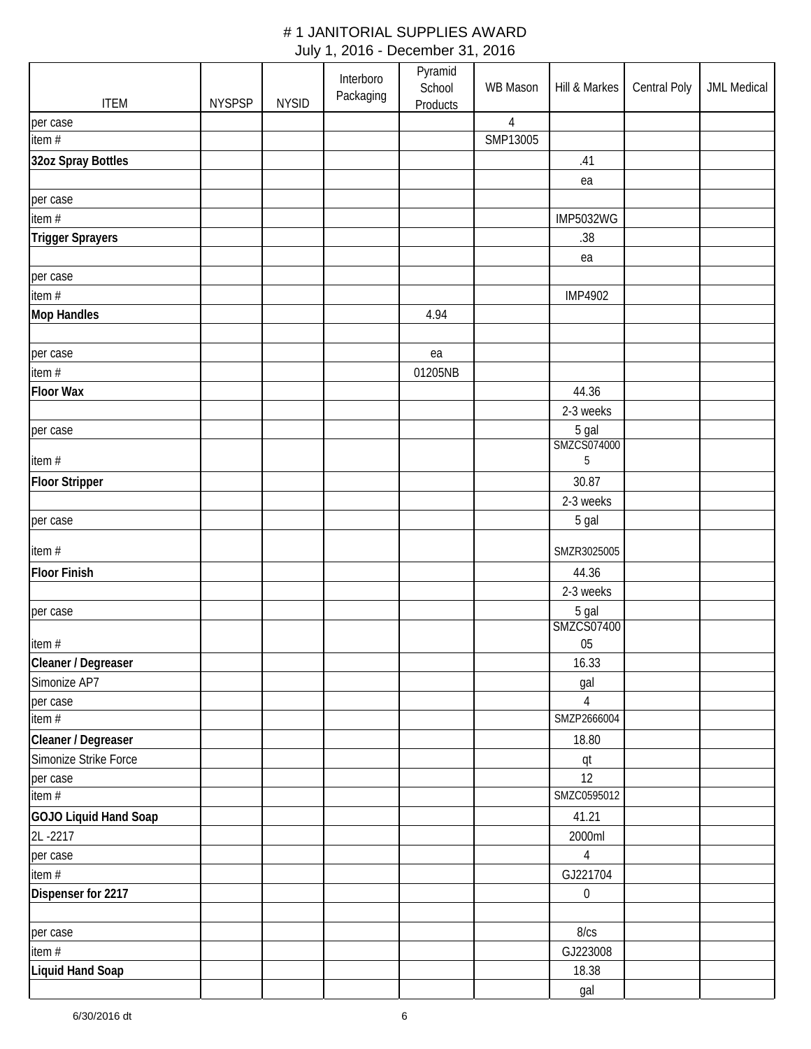# # 1 JANITORIAL SUPPLIES AWARD

July 1, 2016 - December 31, 2016

| ITEM | NYSPSP | NYSID | Interboro Packaging | Pyramid School Products | WB Mason | Hill & Markes | Central Poly | JML Medical |
|---|---|---|---|---|---|---|---|---|
| per case | | | | | 4 | | | |
| item # | | | | | SMP13005 | | | |
| **32oz Spray Bottles** | | | | | | .41 | | |
| | | | | | | ea | | |
| per case | | | | | | | | |
| item # | | | | | | IMP5032WG | | |
| **Trigger Sprayers** | | | | | | .38 | | |
| | | | | | | ea | | |
| per case | | | | | | | | |
| item # | | | | | | IMP4902 | | |
| **Mop Handles** | | | | 4.94 | | | | |
| | | | | | | | | |
| per case | | | | ea | | | | |
| item # | | | | 01205NB | | | | |
| **Floor Wax** | | | | | | 44.36 | | |
| | | | | | | 2-3 weeks | | |
| per case | | | | | | 5 gal | | |
| item # | | | | | | SMZCS0740005 | | |
| **Floor Stripper** | | | | | | 30.87 | | |
| | | | | | | 2-3 weeks | | |
| per case | | | | | | 5 gal | | |
| item # | | | | | | SMZR3025005 | | |
| **Floor Finish** | | | | | | 44.36 | | |
| | | | | | | 2-3 weeks | | |
| per case | | | | | | 5 gal | | |
| item # | | | | | | SMZCS0740005 | | |
| **Cleaner / Degreaser** | | | | | | 16.33 | | |
| Simonize AP7 | | | | | | gal | | |
| per case | | | | | | 4 | | |
| item # | | | | | | SMZP2666004 | | |
| **Cleaner / Degreaser** | | | | | | 18.80 | | |
| Simonize Strike Force | | | | | | qt | | |
| per case | | | | | | 12 | | |
| item # | | | | | | SMZC0595012 | | |
| **GOJO Liquid Hand Soap** | | | | | | 41.21 | | |
| 2L -2217 | | | | | | 2000ml | | |
| per case | | | | | | 4 | | |
| item # | | | | | | GJ221704 | | |
| **Dispenser for 2217** | | | | | | 0 | | |
| | | | | | | | | |
| per case | | | | | | 8/cs | | |
| item # | | | | | | GJ223008 | | |
| **Liquid Hand Soap** | | | | | | 18.38 | | |
| | | | | | | gal | | |

6/30/2016 dt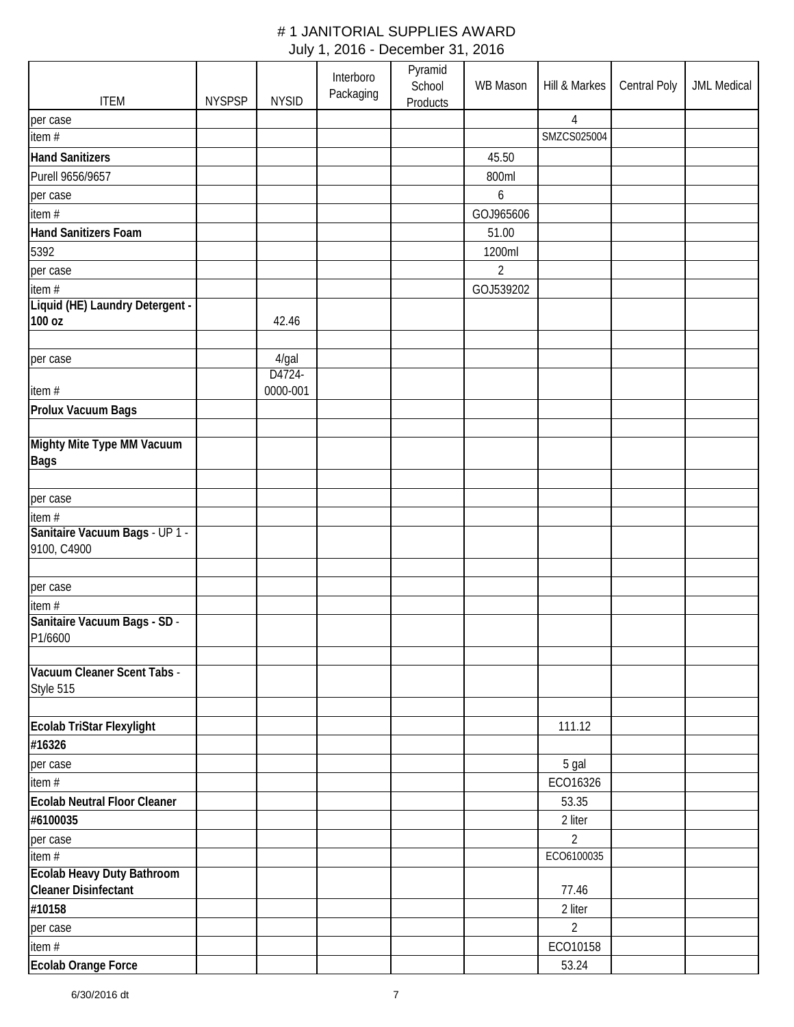# # 1 JANITORIAL SUPPLIES AWARD

July 1, 2016 - December 31, 2016

| ITEM | NYSPSP | NYSID | Interboro Packaging | Pyramid School Products | WB Mason | Hill & Markes | Central Poly | JML Medical |
|---|---|---|---|---|---|---|---|---|
| per case | | | | | | 4 | | |
| item # | | | | | | SMZCS025004 | | |
| **Hand Sanitizers** | | | | | 45.50 | | | |
| Purell 9656/9657 | | | | | 800ml | | | |
| per case | | | | | 6 | | | |
| item # | | | | | GOJ965606 | | | |
| **Hand Sanitizers Foam** | | | | | 51.00 | | | |
| 5392 | | | | | 1200ml | | | |
| per case | | | | | 2 | | | |
| item # | | | | | GOJ539202 | | | |
| **Liquid (HE) Laundry Detergent - 100 oz** | | 42.46 | | | | | | |
| | | | | | | | | |
| per case | | 4/gal | | | | | | |
| item # | | D4724-0000-001 | | | | | | |
| **Prolux Vacuum Bags** | | | | | | | | |
| | | | | | | | | |
| **Mighty Mite Type MM Vacuum Bags** | | | | | | | | |
| | | | | | | | | |
| per case | | | | | | | | |
| item # | | | | | | | | |
| **Sanitaire Vacuum Bags** - UP 1 - 9100, C4900 | | | | | | | | |
| | | | | | | | | |
| per case | | | | | | | | |
| item # | | | | | | | | |
| **Sanitaire Vacuum Bags - SD** - P1/6600 | | | | | | | | |
| | | | | | | | | |
| **Vacuum Cleaner Scent Tabs** - Style 515 | | | | | | | | |
| | | | | | | | | |
| **Ecolab TriStar Flexylight** | | | | | | 111.12 | | |
| **#16326** | | | | | | | | |
| per case | | | | | | 5 gal | | |
| item # | | | | | | ECO16326 | | |
| **Ecolab Neutral Floor Cleaner** | | | | | | 53.35 | | |
| **#6100035** | | | | | | 2 liter | | |
| per case | | | | | | 2 | | |
| item # | | | | | | ECO6100035 | | |
| **Ecolab Heavy Duty Bathroom Cleaner Disinfectant** | | | | | | 77.46 | | |
| **#10158** | | | | | | 2 liter | | |
| per case | | | | | | 2 | | |
| item # | | | | | | ECO10158 | | |
| **Ecolab Orange Force** | | | | | | 53.24 | | |

6/30/2016 dt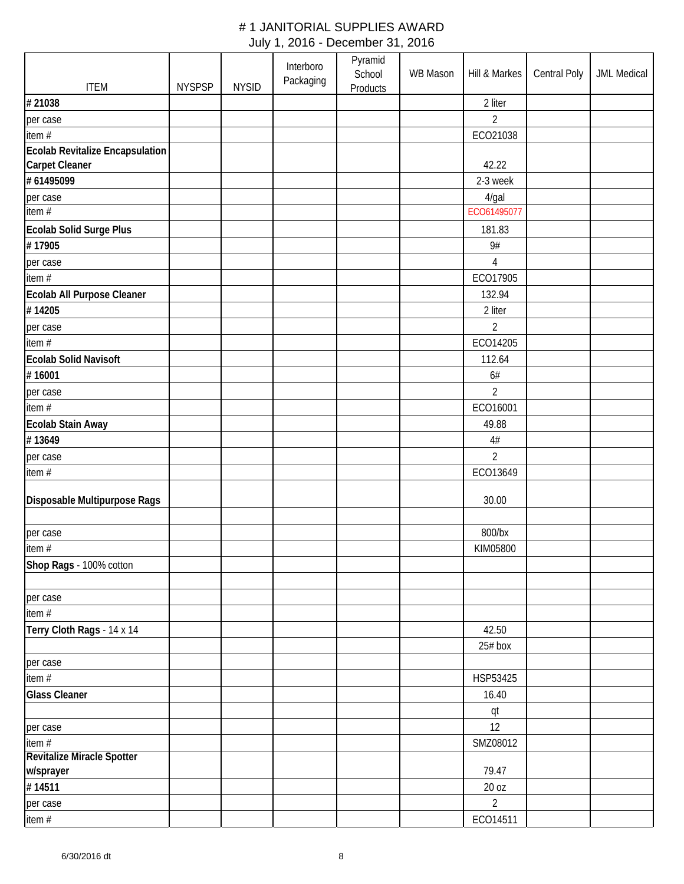# # 1 JANITORIAL SUPPLIES AWARD

July 1, 2016 - December 31, 2016

| ITEM | NYSPSP | NYSID | Interboro Packaging | Pyramid School Products | WB Mason | Hill & Markes | Central Poly | JML Medical |
|---|---|---|---|---|---|---|---|---|
| **# 21038** | | | | | | 2 liter | | |
| per case | | | | | | 2 | | |
| item # | | | | | | ECO21038 | | |
| **Ecolab Revitalize Encapsulation Carpet Cleaner** | | | | | | 42.22 | | |
| **# 61495099** | | | | | | 2-3 week | | |
| per case | | | | | | 4/gal | | |
| item # | | | | | | ECO61495077 | | |
| **Ecolab Solid Surge Plus** | | | | | | 181.83 | | |
| **# 17905** | | | | | | 9# | | |
| per case | | | | | | 4 | | |
| item # | | | | | | ECO17905 | | |
| **Ecolab All Purpose Cleaner** | | | | | | 132.94 | | |
| **# 14205** | | | | | | 2 liter | | |
| per case | | | | | | 2 | | |
| item # | | | | | | ECO14205 | | |
| **Ecolab Solid Navisoft** | | | | | | 112.64 | | |
| **# 16001** | | | | | | 6# | | |
| per case | | | | | | 2 | | |
| item # | | | | | | ECO16001 | | |
| **Ecolab Stain Away** | | | | | | 49.88 | | |
| **# 13649** | | | | | | 4# | | |
| per case | | | | | | 2 | | |
| item # | | | | | | ECO13649 | | |
| **Disposable Multipurpose Rags** | | | | | | 30.00 | | |
| | | | | | | | | |
| per case | | | | | | 800/bx | | |
| item # | | | | | | KIM05800 | | |
| **Shop Rags** - 100% cotton | | | | | | | | |
| | | | | | | | | |
| per case | | | | | | | | |
| item # | | | | | | | | |
| **Terry Cloth Rags** - 14 x 14 | | | | | | 42.50 | | |
| | | | | | | 25# box | | |
| per case | | | | | | | | |
| item # | | | | | | HSP53425 | | |
| **Glass Cleaner** | | | | | | 16.40 | | |
| | | | | | | qt | | |
| per case | | | | | | 12 | | |
| item # | | | | | | SMZ08012 | | |
| **Revitalize Miracle Spotter w/sprayer** | | | | | | 79.47 | | |
| **# 14511** | | | | | | 20 oz | | |
| per case | | | | | | 2 | | |
| item # | | | | | | ECO14511 | | |

6/30/2016 dt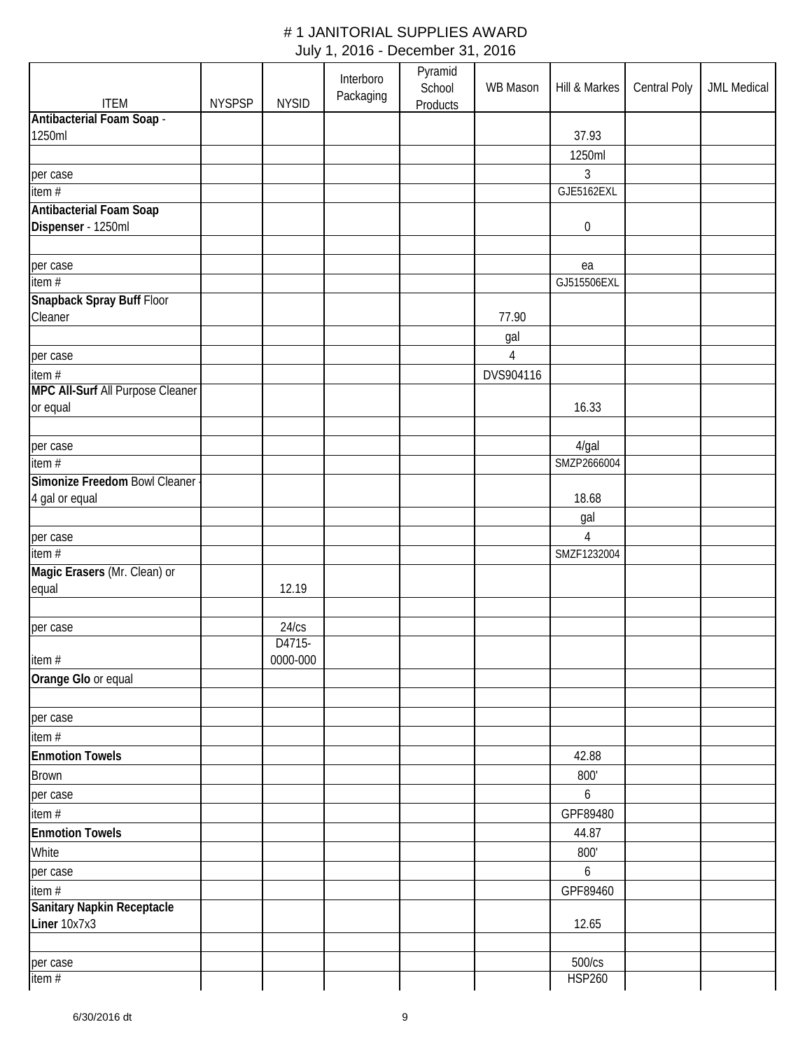# # 1 JANITORIAL SUPPLIES AWARD

July 1, 2016 - December 31, 2016

| ITEM | NYSPSP | NYSID | Interboro Packaging | Pyramid School Products | WB Mason | Hill & Markes | Central Poly | JML Medical |
|---|---|---|---|---|---|---|---|---|
| **Antibacterial Foam Soap** - 1250ml | | | | | | 37.93 | | |
| | | | | | | 1250ml | | |
| per case | | | | | | 3 | | |
| item # | | | | | | GJE5162EXL | | |
| **Antibacterial Foam Soap Dispenser** - 1250ml | | | | | | 0 | | |
| | | | | | | | | |
| per case | | | | | | ea | | |
| item # | | | | | | GJ515506EXL | | |
| **Snapback Spray Buff** Floor Cleaner | | | | | 77.90 | | | |
| | | | | | gal | | | |
| per case | | | | | 4 | | | |
| item # | | | | | DVS904116 | | | |
| **MPC All-Surf** All Purpose Cleaner or equal | | | | | | 16.33 | | |
| | | | | | | | | |
| per case | | | | | | 4/gal | | |
| item # | | | | | | SMZP2666004 | | |
| **Simonize Freedom** Bowl Cleaner - 4 gal or equal | | | | | | 18.68 | | |
| | | | | | | gal | | |
| per case | | | | | | 4 | | |
| item # | | | | | | SMZF1232004 | | |
| **Magic Erasers** (Mr. Clean) or equal | | 12.19 | | | | | | |
| | | | | | | | | |
| per case | | 24/cs | | | | | | |
| item # | | D4715-0000-000 | | | | | | |
| **Orange Glo** or equal | | | | | | | | |
| | | | | | | | | |
| per case | | | | | | | | |
| item # | | | | | | | | |
| **Enmotion Towels** | | | | | | 42.88 | | |
| Brown | | | | | | 800' | | |
| per case | | | | | | 6 | | |
| item # | | | | | | GPF89480 | | |
| **Enmotion Towels** | | | | | | 44.87 | | |
| White | | | | | | 800' | | |
| per case | | | | | | 6 | | |
| item # | | | | | | GPF89460 | | |
| **Sanitary Napkin Receptacle Liner** 10x7x3 | | | | | | 12.65 | | |
| | | | | | | | | |
| per case | | | | | | 500/cs | | |
| item # | | | | | | HSP260 | | |

6/30/2016 dt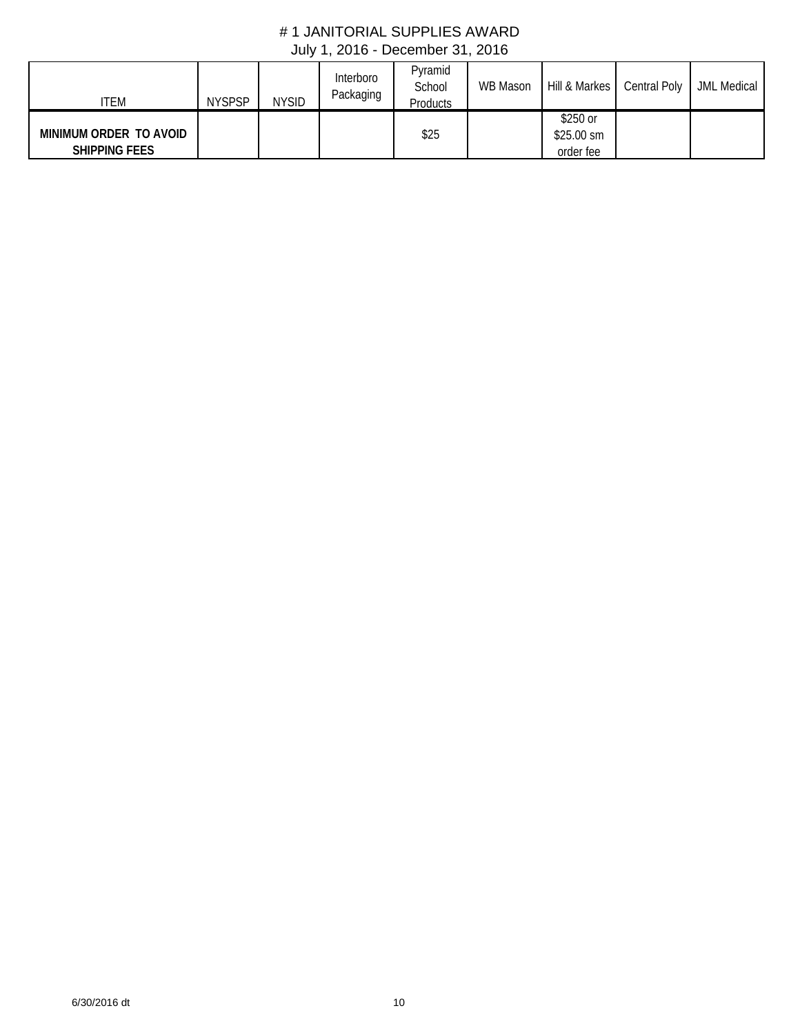# # 1 JANITORIAL SUPPLIES AWARD

July 1, 2016 - December 31, 2016

| ITEM | NYSPSP | NYSID | Interboro Packaging | Pyramid School Products | WB Mason | Hill & Markes | Central Poly | JML Medical |
|---|---|---|---|---|---|---|---|---|
| **MINIMUM ORDER TO AVOID SHIPPING FEES** | | | | $25 | | $250 or $25.00 sm order fee | | |

6/30/2016 dt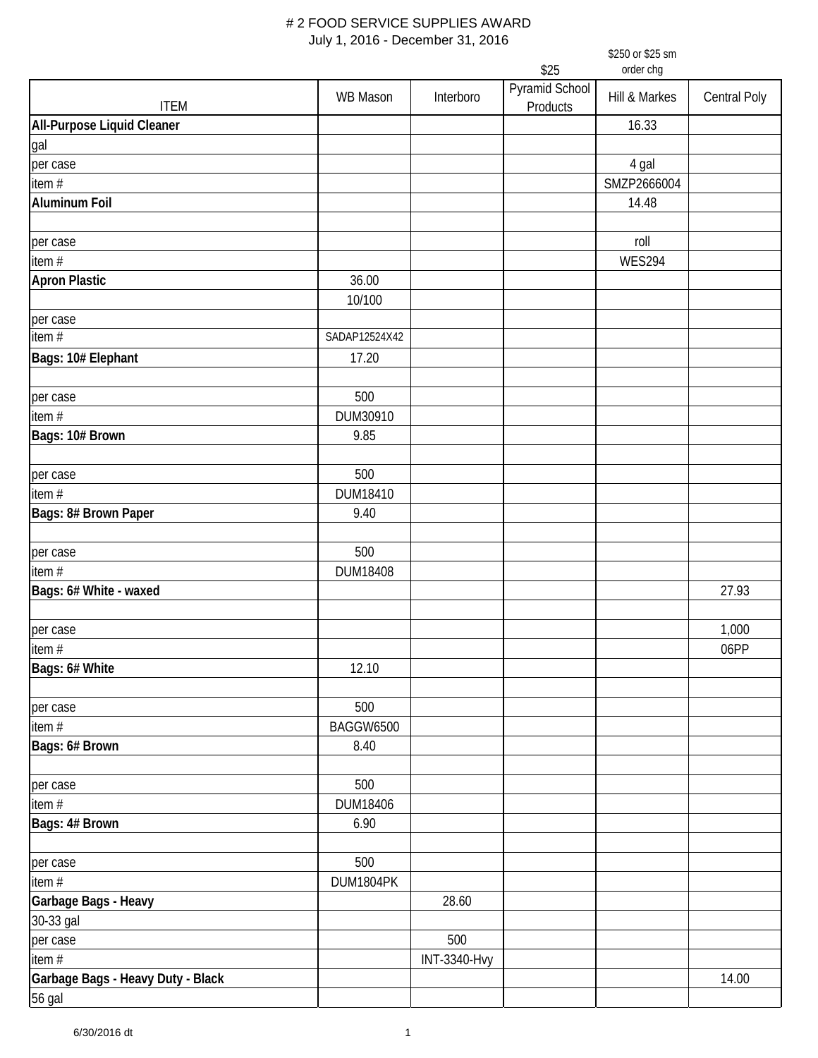# # 2 FOOD SERVICE SUPPLIES AWARD

July 1, 2016 - December 31, 2016

| ITEM | WB Mason | Interboro | Pyramid School Products | Hill & Markes | Central Poly |
|---|---|---|---|---|---|
| | | | $25 | $250 or $25 sm order chg | |
| **All-Purpose Liquid Cleaner** | | | | 16.33 | |
| gal | | | | | |
| per case | | | | 4 gal | |
| item # | | | | SMZP2666004 | |
| **Aluminum Foil** | | | | 14.48 | |
| | | | | | |
| per case | | | | roll | |
| item # | | | | WES294 | |
| **Apron Plastic** | 36.00 | | | | |
| | 10/100 | | | | |
| per case | | | | | |
| item # | SADAP12524X42 | | | | |
| **Bags: 10# Elephant** | 17.20 | | | | |
| | | | | | |
| per case | 500 | | | | |
| item # | DUM30910 | | | | |
| **Bags: 10# Brown** | 9.85 | | | | |
| | | | | | |
| per case | 500 | | | | |
| item # | DUM18410 | | | | |
| **Bags: 8# Brown Paper** | 9.40 | | | | |
| | | | | | |
| per case | 500 | | | | |
| item # | DUM18408 | | | | |
| **Bags: 6# White - waxed** | | | | | 27.93 |
| | | | | | |
| per case | | | | | 1,000 |
| item # | | | | | 06PP |
| **Bags: 6# White** | 12.10 | | | | |
| | | | | | |
| per case | 500 | | | | |
| item # | BAGGW6500 | | | | |
| **Bags: 6# Brown** | 8.40 | | | | |
| | | | | | |
| per case | 500 | | | | |
| item # | DUM18406 | | | | |
| **Bags: 4# Brown** | 6.90 | | | | |
| | | | | | |
| per case | 500 | | | | |
| item # | DUM1804PK | | | | |
| **Garbage Bags - Heavy** | | 28.60 | | | |
| 30-33 gal | | | | | |
| per case | | 500 | | | |
| item # | | INT-3340-Hvy | | | |
| **Garbage Bags - Heavy Duty - Black** | | | | | 14.00 |
| 56 gal | | | | | |

6/30/2016 dt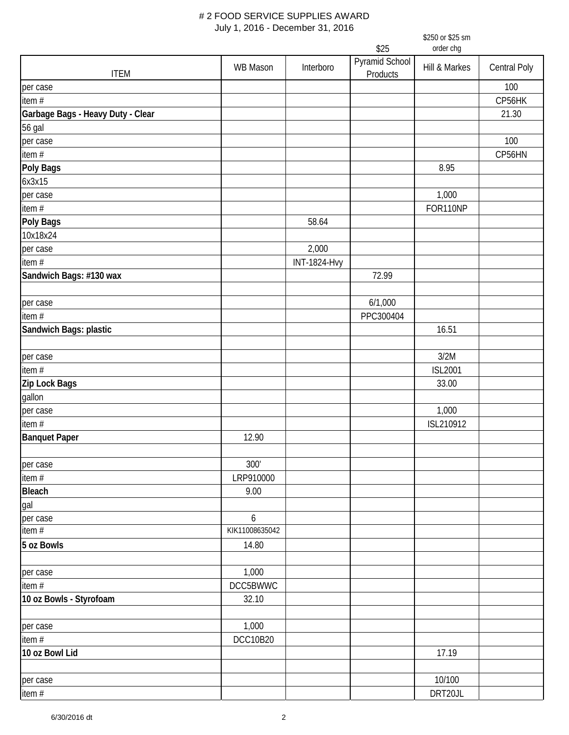# # 2 FOOD SERVICE SUPPLIES AWARD

July 1, 2016 - December 31, 2016

| ITEM | WB Mason | Interboro | Pyramid School Products ($25) | Hill & Markes ($250 or $25 sm order chg) | Central Poly |
|---|---|---|---|---|---|
| per case | | | | | 100 |
| item # | | | | | CP56HK |
| **Garbage Bags - Heavy Duty - Clear** | | | | | 21.30 |
| 56 gal | | | | | |
| per case | | | | | 100 |
| item # | | | | | CP56HN |
| **Poly Bags** | | | | 8.95 | |
| 6x3x15 | | | | | |
| per case | | | | 1,000 | |
| item # | | | | FOR110NP | |
| **Poly Bags** | | 58.64 | | | |
| 10x18x24 | | | | | |
| per case | | 2,000 | | | |
| item # | | INT-1824-Hvy | | | |
| **Sandwich Bags: #130 wax** | | | 72.99 | | |
| | | | | | |
| per case | | | 6/1,000 | | |
| item # | | | PPC300404 | | |
| **Sandwich Bags: plastic** | | | | 16.51 | |
| | | | | | |
| per case | | | | 3/2M | |
| item # | | | | ISL2001 | |
| **Zip Lock Bags** | | | | 33.00 | |
| gallon | | | | | |
| per case | | | | 1,000 | |
| item # | | | | ISL210912 | |
| **Banquet Paper** | 12.90 | | | | |
| | | | | | |
| per case | 300' | | | | |
| item # | LRP910000 | | | | |
| **Bleach** | 9.00 | | | | |
| gal | | | | | |
| per case | 6 | | | | |
| item # | KIK11008635042 | | | | |
| **5 oz Bowls** | 14.80 | | | | |
| | | | | | |
| per case | 1,000 | | | | |
| item # | DCC5BWWC | | | | |
| **10 oz Bowls - Styrofoam** | 32.10 | | | | |
| | | | | | |
| per case | 1,000 | | | | |
| item # | DCC10B20 | | | | |
| **10 oz Bowl Lid** | | | | 17.19 | |
| | | | | | |
| per case | | | | 10/100 | |
| item # | | | | DRT20JL | |

6/30/2016 dt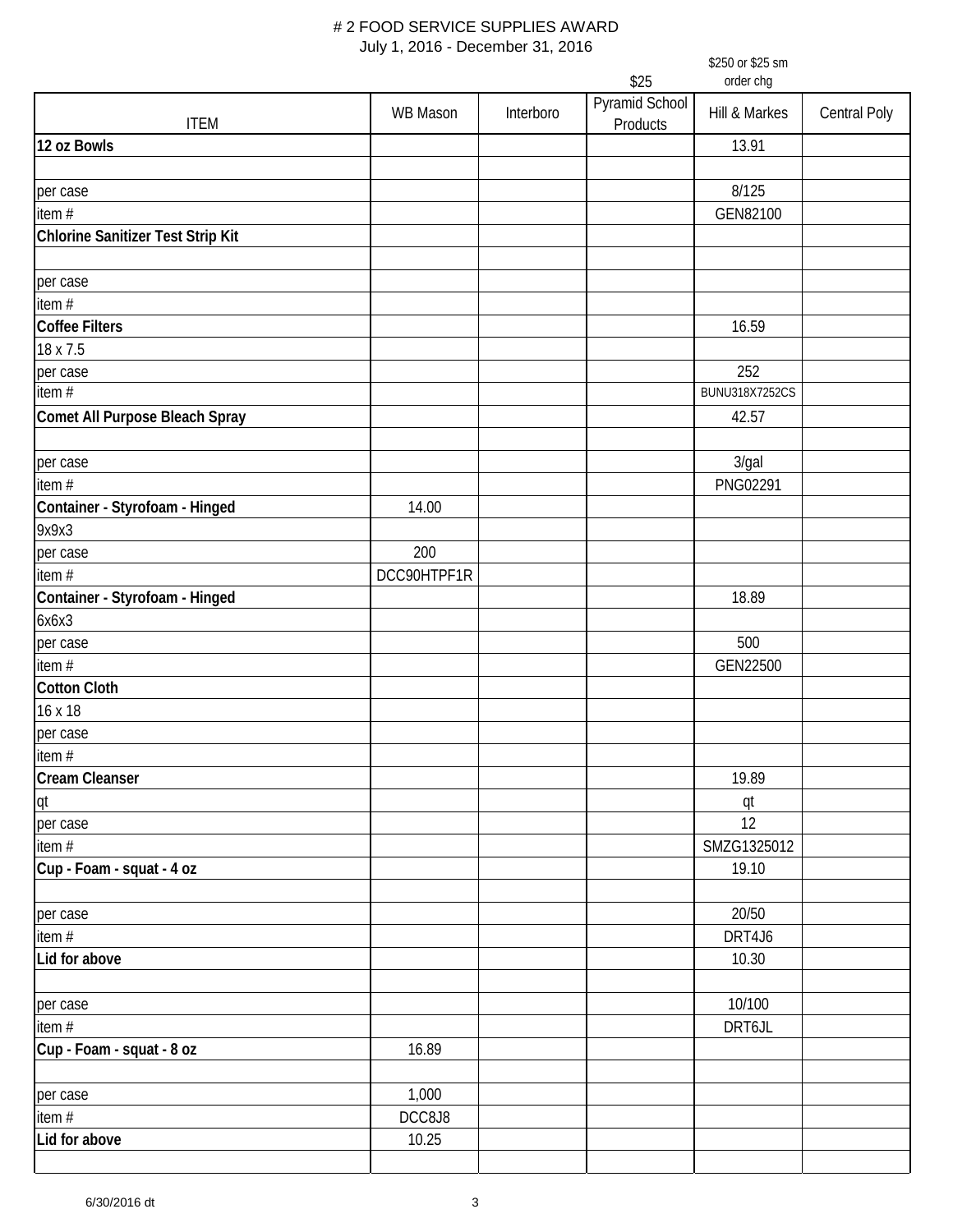# # 2 FOOD SERVICE SUPPLIES AWARD

July 1, 2016 - December 31, 2016

| ITEM | WB Mason | Interboro | $25<br>Pyramid School Products | $250 or $25 sm order chg<br>Hill & Markes | Central Poly |
|---|---|---|---|---|---|
| **12 oz Bowls** | | | | 13.91 | |
| | | | | | |
| per case | | | | 8/125 | |
| item # | | | | GEN82100 | |
| **Chlorine Sanitizer Test Strip Kit** | | | | | |
| | | | | | |
| per case | | | | | |
| item # | | | | | |
| **Coffee Filters** | | | | 16.59 | |
| 18 x 7.5 | | | | | |
| per case | | | | 252 | |
| item # | | | | BUNU318X7252CS | |
| **Comet All Purpose Bleach Spray** | | | | 42.57 | |
| | | | | | |
| per case | | | | 3/gal | |
| item # | | | | PNG02291 | |
| **Container - Styrofoam - Hinged** | 14.00 | | | | |
| 9x9x3 | | | | | |
| per case | 200 | | | | |
| item # | DCC90HTPF1R | | | | |
| **Container - Styrofoam - Hinged** | | | | 18.89 | |
| 6x6x3 | | | | | |
| per case | | | | 500 | |
| item # | | | | GEN22500 | |
| **Cotton Cloth** | | | | | |
| 16 x 18 | | | | | |
| per case | | | | | |
| item # | | | | | |
| **Cream Cleanser** | | | | 19.89 | |
| qt | | | | qt | |
| per case | | | | 12 | |
| item # | | | | SMZG1325012 | |
| **Cup - Foam - squat - 4 oz** | | | | 19.10 | |
| | | | | | |
| per case | | | | 20/50 | |
| item # | | | | DRT4J6 | |
| **Lid for above** | | | | 10.30 | |
| | | | | | |
| per case | | | | 10/100 | |
| item # | | | | DRT6JL | |
| **Cup - Foam - squat - 8 oz** | 16.89 | | | | |
| | | | | | |
| per case | 1,000 | | | | |
| item # | DCC8J8 | | | | |
| **Lid for above** | 10.25 | | | | |
| | | | | | |

6/30/2016 dt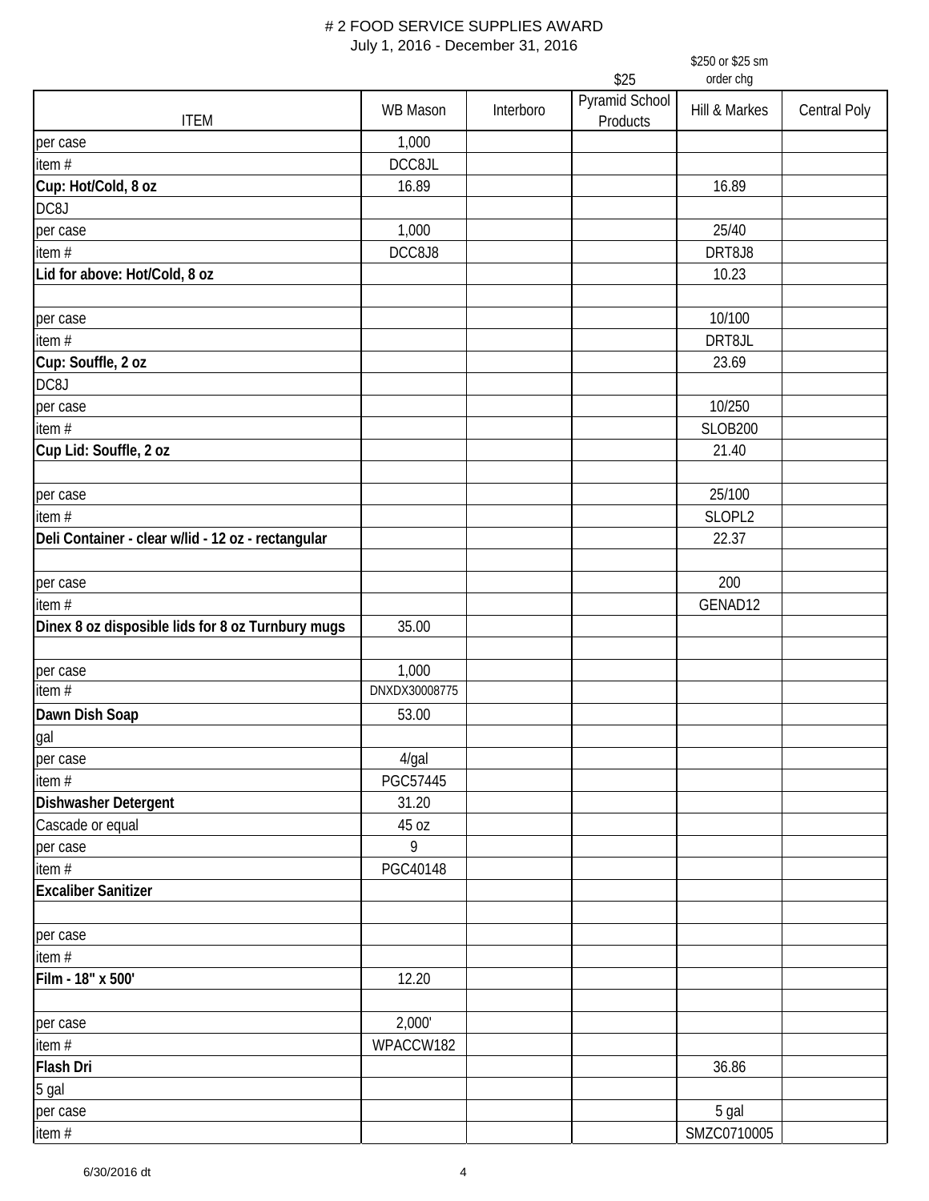# # 2 FOOD SERVICE SUPPLIES AWARD

July 1, 2016 - December 31, 2016

| ITEM | WB Mason | Interboro | Pyramid School Products ($25) | Hill & Markes ($250 or $25 sm order chg) | Central Poly |
|---|---|---|---|---|---|
| per case | 1,000 | | | | |
| item # | DCC8JL | | | | |
| **Cup: Hot/Cold, 8 oz** | 16.89 | | | 16.89 | |
| DC8J | | | | | |
| per case | 1,000 | | | 25/40 | |
| item # | DCC8J8 | | | DRT8J8 | |
| **Lid for above: Hot/Cold, 8 oz** | | | | 10.23 | |
| | | | | | |
| per case | | | | 10/100 | |
| item # | | | | DRT8JL | |
| **Cup: Souffle, 2 oz** | | | | 23.69 | |
| DC8J | | | | | |
| per case | | | | 10/250 | |
| item # | | | | SLOB200 | |
| **Cup Lid: Souffle, 2 oz** | | | | 21.40 | |
| | | | | | |
| per case | | | | 25/100 | |
| item # | | | | SLOPL2 | |
| **Deli Container - clear w/lid - 12 oz - rectangular** | | | | 22.37 | |
| | | | | | |
| per case | | | | 200 | |
| item # | | | | GENAD12 | |
| **Dinex 8 oz disposible lids for 8 oz Turnbury mugs** | 35.00 | | | | |
| | | | | | |
| per case | 1,000 | | | | |
| item # | DNXDX30008775 | | | | |
| **Dawn Dish Soap** | 53.00 | | | | |
| gal | | | | | |
| per case | 4/gal | | | | |
| item # | PGC57445 | | | | |
| **Dishwasher Detergent** | 31.20 | | | | |
| Cascade or equal | 45 oz | | | | |
| per case | 9 | | | | |
| item # | PGC40148 | | | | |
| **Excaliber Sanitizer** | | | | | |
| | | | | | |
| per case | | | | | |
| item # | | | | | |
| **Film - 18" x 500'** | 12.20 | | | | |
| | | | | | |
| per case | 2,000' | | | | |
| item # | WPACCW182 | | | | |
| **Flash Dri** | | | | 36.86 | |
| 5 gal | | | | | |
| per case | | | | 5 gal | |
| item # | | | | SMZC0710005 | |

6/30/2016 dt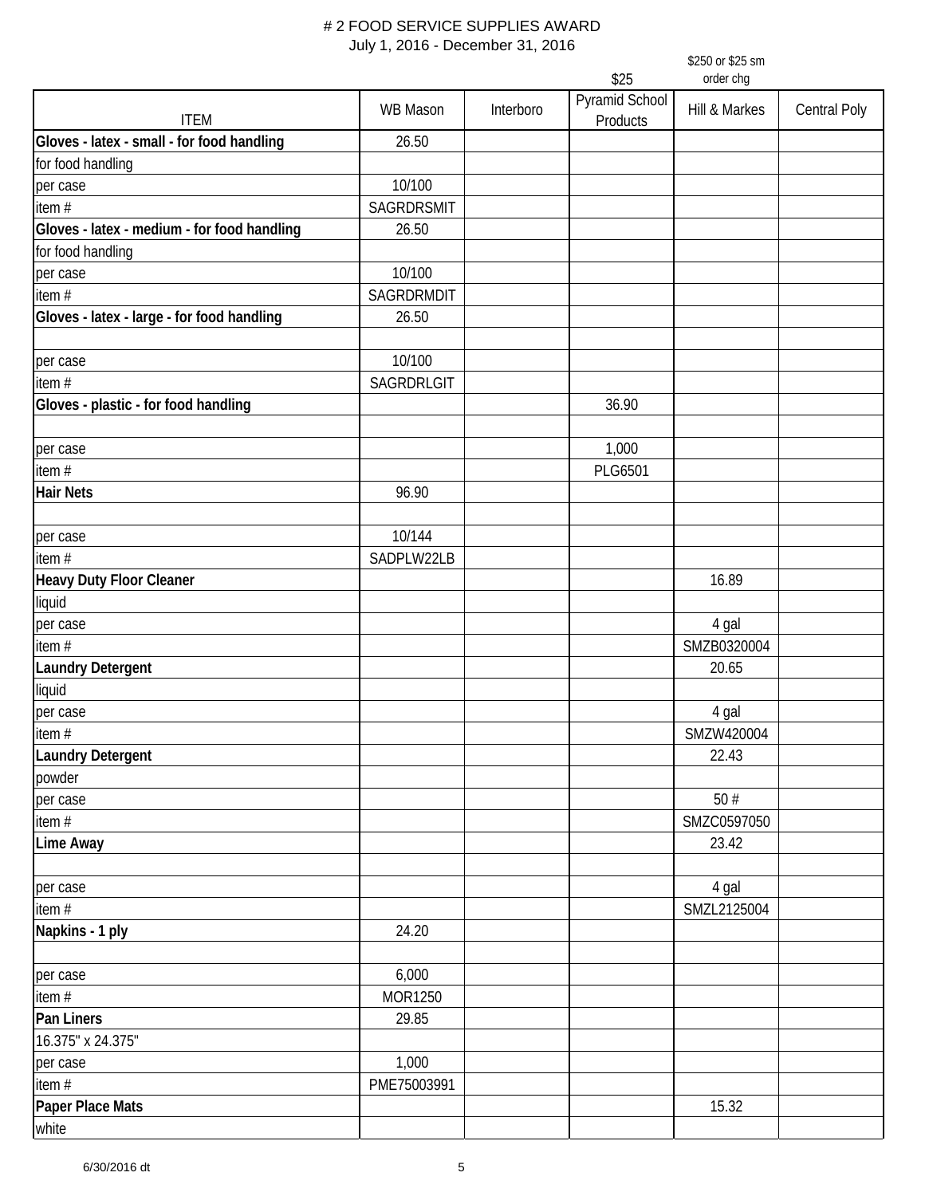# # 2 FOOD SERVICE SUPPLIES AWARD

July 1, 2016 - December 31, 2016

| | | | $25 | $250 or $25 sm order chg | |
|---|---|---|---|---|---|
| ITEM | WB Mason | Interboro | Pyramid School Products | Hill & Markes | Central Poly |
| **Gloves - latex - small - for food handling** | 26.50 | | | | |
| for food handling | | | | | |
| per case | 10/100 | | | | |
| item # | SAGRDRSMIT | | | | |
| **Gloves - latex - medium - for food handling** | 26.50 | | | | |
| for food handling | | | | | |
| per case | 10/100 | | | | |
| item # | SAGRDRMDIT | | | | |
| **Gloves - latex - large - for food handling** | 26.50 | | | | |
| | | | | | |
| per case | 10/100 | | | | |
| item # | SAGRDRLGIT | | | | |
| **Gloves - plastic - for food handling** | | | 36.90 | | |
| | | | | | |
| per case | | | 1,000 | | |
| item # | | | PLG6501 | | |
| **Hair Nets** | 96.90 | | | | |
| | | | | | |
| per case | 10/144 | | | | |
| item # | SADPLW22LB | | | | |
| **Heavy Duty Floor Cleaner** | | | | 16.89 | |
| liquid | | | | | |
| per case | | | | 4 gal | |
| item # | | | | SMZB0320004 | |
| **Laundry Detergent** | | | | 20.65 | |
| liquid | | | | | |
| per case | | | | 4 gal | |
| item # | | | | SMZW420004 | |
| **Laundry Detergent** | | | | 22.43 | |
| powder | | | | | |
| per case | | | | 50 # | |
| item # | | | | SMZC0597050 | |
| **Lime Away** | | | | 23.42 | |
| | | | | | |
| per case | | | | 4 gal | |
| item # | | | | SMZL2125004 | |
| **Napkins - 1 ply** | 24.20 | | | | |
| | | | | | |
| per case | 6,000 | | | | |
| item # | MOR1250 | | | | |
| **Pan Liners** | 29.85 | | | | |
| 16.375" x 24.375" | | | | | |
| per case | 1,000 | | | | |
| item # | PME75003991 | | | | |
| **Paper Place Mats** | | | | 15.32 | |
| white | | | | | |

6/30/2016 dt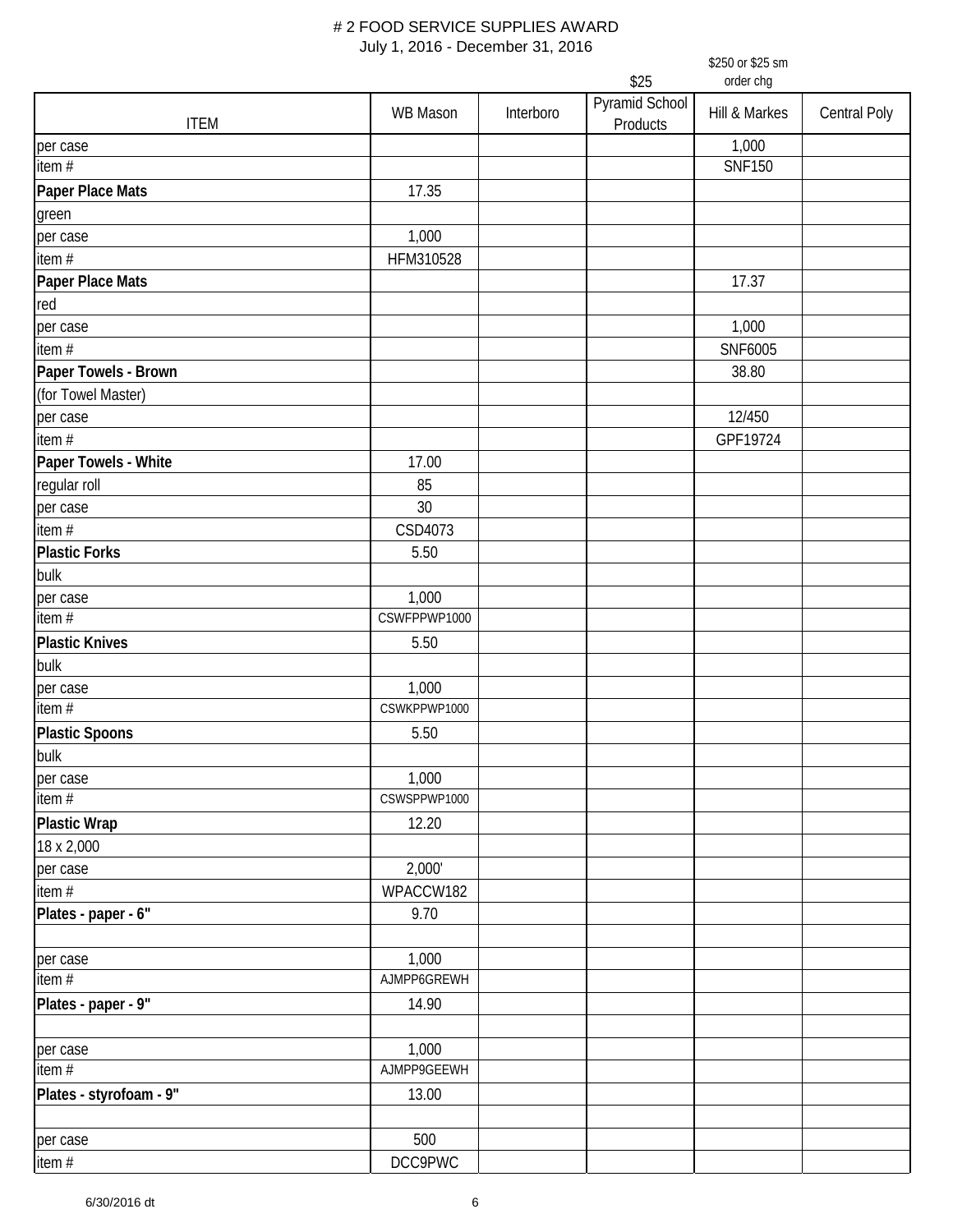# # 2 FOOD SERVICE SUPPLIES AWARD

July 1, 2016 - December 31, 2016

| ITEM | WB Mason | Interboro | $25<br>Pyramid School Products | $250 or $25 sm order chg<br>Hill & Markes | Central Poly |
|---|---|---|---|---|---|
| per case | | | | 1,000 | |
| item # | | | | SNF150 | |
| **Paper Place Mats** | 17.35 | | | | |
| green | | | | | |
| per case | 1,000 | | | | |
| item # | HFM310528 | | | | |
| **Paper Place Mats** | | | | 17.37 | |
| red | | | | | |
| per case | | | | 1,000 | |
| item # | | | | SNF6005 | |
| **Paper Towels - Brown** | | | | 38.80 | |
| (for Towel Master) | | | | | |
| per case | | | | 12/450 | |
| item # | | | | GPF19724 | |
| **Paper Towels - White** | 17.00 | | | | |
| regular roll | 85 | | | | |
| per case | 30 | | | | |
| item # | CSD4073 | | | | |
| **Plastic Forks** | 5.50 | | | | |
| bulk | | | | | |
| per case | 1,000 | | | | |
| item # | CSWFPPWP1000 | | | | |
| **Plastic Knives** | 5.50 | | | | |
| bulk | | | | | |
| per case | 1,000 | | | | |
| item # | CSWKPPWP1000 | | | | |
| **Plastic Spoons** | 5.50 | | | | |
| bulk | | | | | |
| per case | 1,000 | | | | |
| item # | CSWSPPWP1000 | | | | |
| **Plastic Wrap** | 12.20 | | | | |
| 18 x 2,000 | | | | | |
| per case | 2,000' | | | | |
| item # | WPACCW182 | | | | |
| **Plates - paper - 6"** | 9.70 | | | | |
| | | | | | |
| per case | 1,000 | | | | |
| item # | AJMPP6GREWH | | | | |
| **Plates - paper - 9"** | 14.90 | | | | |
| | | | | | |
| per case | 1,000 | | | | |
| item # | AJMPP9GEEWH | | | | |
| **Plates - styrofoam - 9"** | 13.00 | | | | |
| | | | | | |
| per case | 500 | | | | |
| item # | DCC9PWC | | | | |

6/30/2016 dt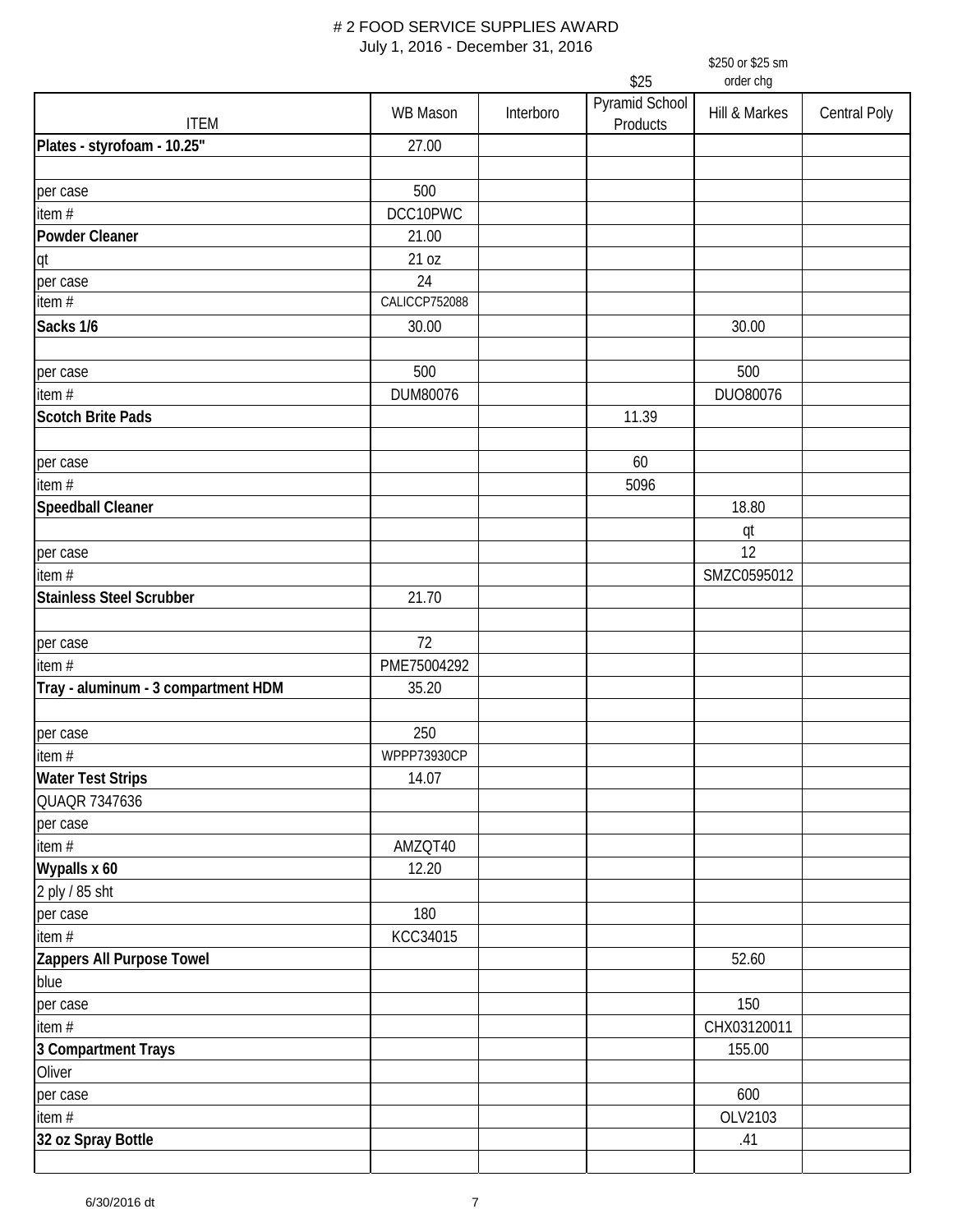# 2 FOOD SERVICE SUPPLIES AWARD

July 1, 2016 - December 31, 2016

| ITEM | WB Mason | Interboro | $25<br>Pyramid School Products | $250 or $25 sm order chg<br>Hill & Markes | Central Poly |
|---|---|---|---|---|---|
| **Plates - styrofoam - 10.25"** | 27.00 | | | | |
| | | | | | |
| per case | 500 | | | | |
| item # | DCC10PWC | | | | |
| **Powder Cleaner** | 21.00 | | | | |
| qt | 21 oz | | | | |
| per case | 24 | | | | |
| item # | CALICCP752088 | | | | |
| **Sacks 1/6** | 30.00 | | | 30.00 | |
| | | | | | |
| per case | 500 | | | 500 | |
| item # | DUM80076 | | | DUO80076 | |
| **Scotch Brite Pads** | | | 11.39 | | |
| | | | | | |
| per case | | | 60 | | |
| item # | | | 5096 | | |
| **Speedball Cleaner** | | | | 18.80 | |
| | | | | qt | |
| per case | | | | 12 | |
| item # | | | | SMZC0595012 | |
| **Stainless Steel Scrubber** | 21.70 | | | | |
| | | | | | |
| per case | 72 | | | | |
| item # | PME75004292 | | | | |
| **Tray - aluminum - 3 compartment HDM** | 35.20 | | | | |
| | | | | | |
| per case | 250 | | | | |
| item # | WPPP73930CP | | | | |
| **Water Test Strips** | 14.07 | | | | |
| QUAQR 7347636 | | | | | |
| per case | | | | | |
| item # | AMZQT40 | | | | |
| **Wypalls x 60** | 12.20 | | | | |
| 2 ply / 85 sht | | | | | |
| per case | 180 | | | | |
| item # | KCC34015 | | | | |
| **Zappers All Purpose Towel** | | | | 52.60 | |
| blue | | | | | |
| per case | | | | 150 | |
| item # | | | | CHX03120011 | |
| **3 Compartment Trays** | | | | 155.00 | |
| Oliver | | | | | |
| per case | | | | 600 | |
| item # | | | | OLV2103 | |
| **32 oz Spray Bottle** | | | | .41 | |
| | | | | | |

6/30/2016 dt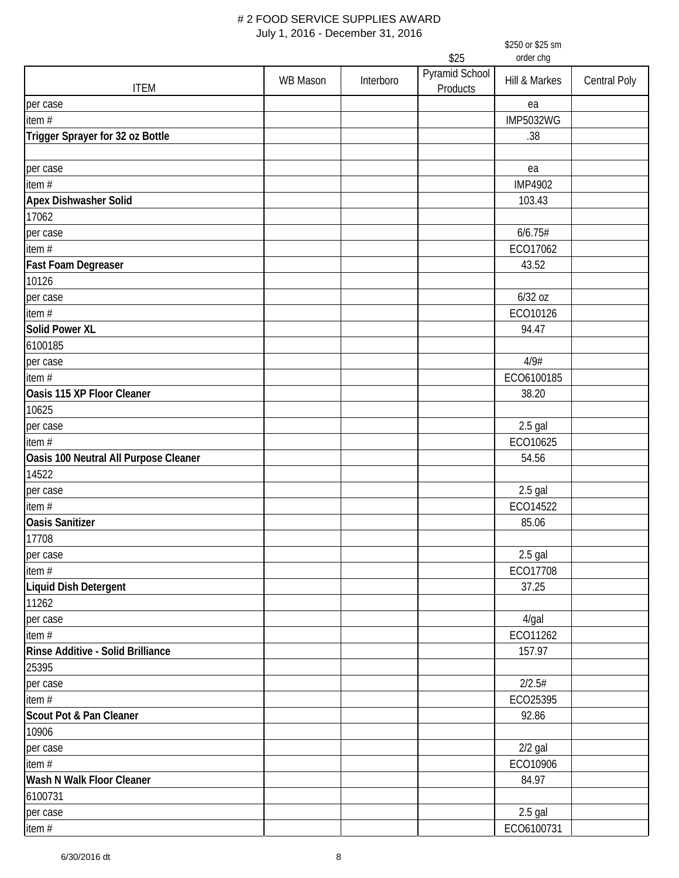# # 2 FOOD SERVICE SUPPLIES AWARD

July 1, 2016 - December 31, 2016

| ITEM | WB Mason | Interboro | Pyramid School Products ($25) | Hill & Markes ($250 or $25 sm order chg) | Central Poly |
|---|---|---|---|---|---|
| per case | | | | ea | |
| item # | | | | IMP5032WG | |
| **Trigger Sprayer for 32 oz Bottle** | | | | .38 | |
| | | | | | |
| per case | | | | ea | |
| item # | | | | IMP4902 | |
| **Apex Dishwasher Solid** | | | | 103.43 | |
| 17062 | | | | | |
| per case | | | | 6/6.75# | |
| item # | | | | ECO17062 | |
| **Fast Foam Degreaser** | | | | 43.52 | |
| 10126 | | | | | |
| per case | | | | 6/32 oz | |
| item # | | | | ECO10126 | |
| **Solid Power XL** | | | | 94.47 | |
| 6100185 | | | | | |
| per case | | | | 4/9# | |
| item # | | | | ECO6100185 | |
| **Oasis 115 XP Floor Cleaner** | | | | 38.20 | |
| 10625 | | | | | |
| per case | | | | 2.5 gal | |
| item # | | | | ECO10625 | |
| **Oasis 100 Neutral All Purpose Cleaner** | | | | 54.56 | |
| 14522 | | | | | |
| per case | | | | 2.5 gal | |
| item # | | | | ECO14522 | |
| **Oasis Sanitizer** | | | | 85.06 | |
| 17708 | | | | | |
| per case | | | | 2.5 gal | |
| item # | | | | ECO17708 | |
| **Liquid Dish Detergent** | | | | 37.25 | |
| 11262 | | | | | |
| per case | | | | 4/gal | |
| item # | | | | ECO11262 | |
| **Rinse Additive - Solid Brilliance** | | | | 157.97 | |
| 25395 | | | | | |
| per case | | | | 2/2.5# | |
| item # | | | | ECO25395 | |
| **Scout Pot & Pan Cleaner** | | | | 92.86 | |
| 10906 | | | | | |
| per case | | | | 2/2 gal | |
| item # | | | | ECO10906 | |
| **Wash N Walk Floor Cleaner** | | | | 84.97 | |
| 6100731 | | | | | |
| per case | | | | 2.5 gal | |
| item # | | | | ECO6100731 | |

6/30/2016 dt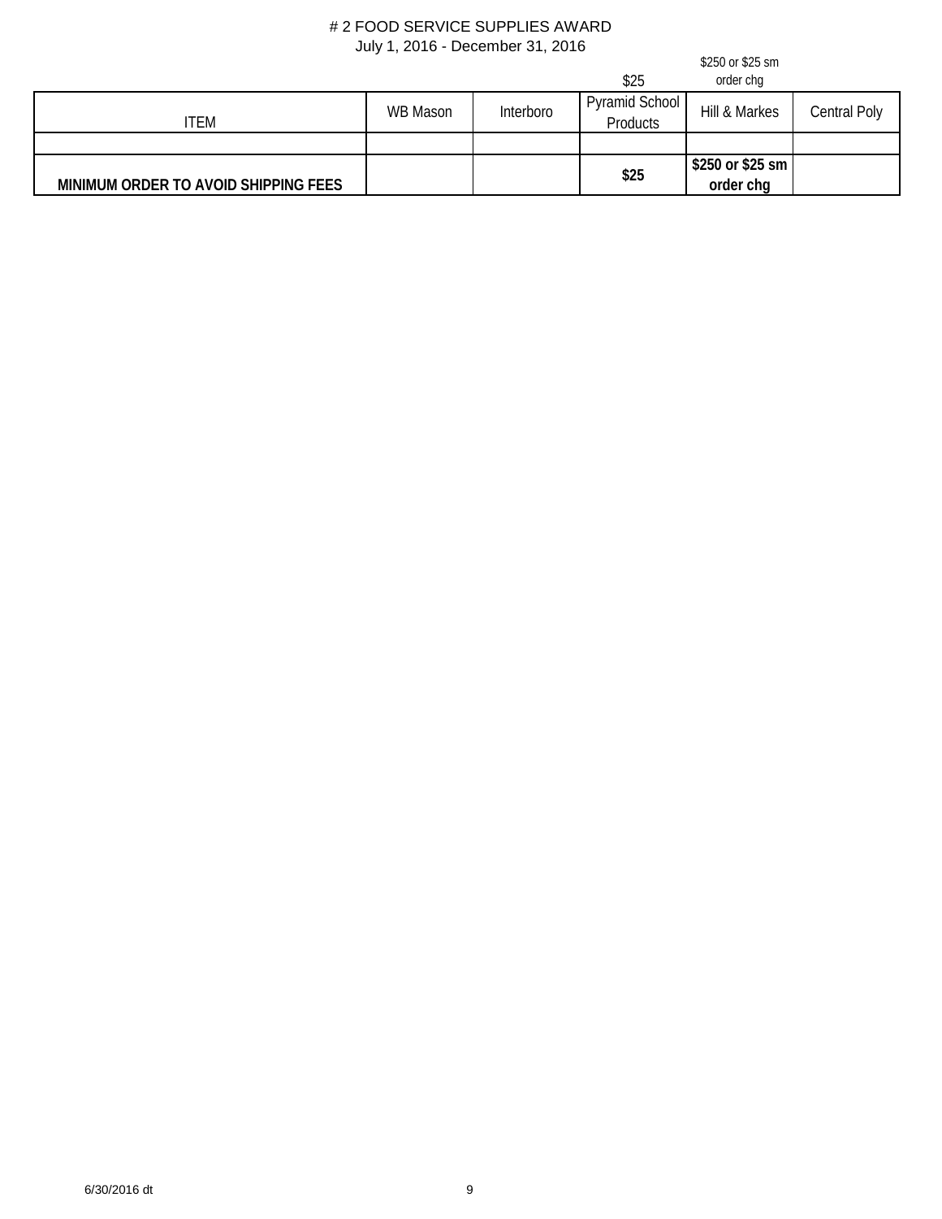# # 2 FOOD SERVICE SUPPLIES AWARD

July 1, 2016 - December 31, 2016

| | | | $25 | $250 or $25 sm order chg | |
|---|---|---|---|---|---|
| ITEM | WB Mason | Interboro | Pyramid School Products | Hill & Markes | Central Poly |
| | | | | | |
| **MINIMUM ORDER TO AVOID SHIPPING FEES** | | | **$25** | **$250 or $25 sm order chg** | |

6/30/2016 dt